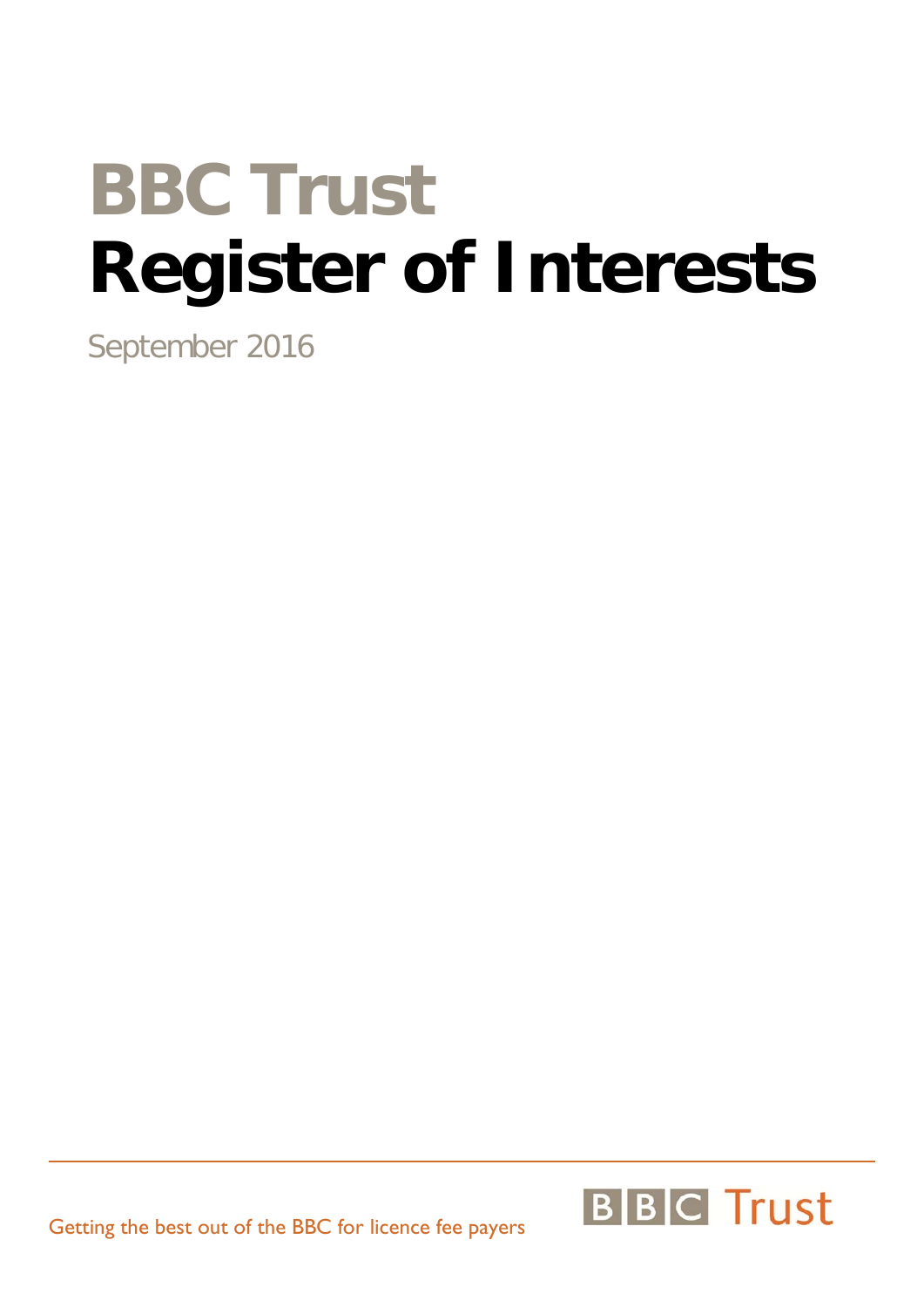# BBC Trust
# Register of Interests

September 2016

Getting the best out of the BBC for licence fee payers

BBC Trust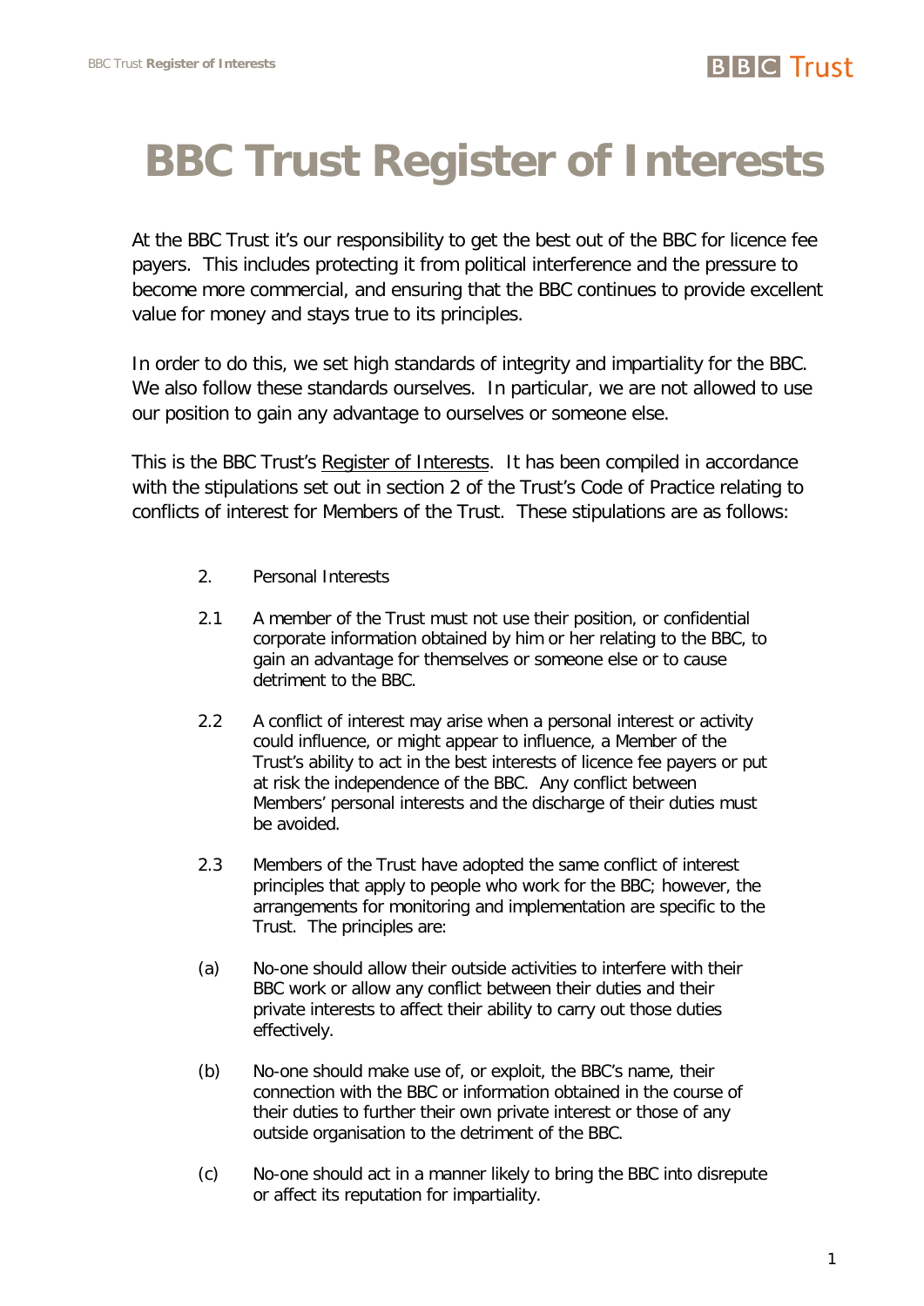# BBC Trust Register of Interests

At the BBC Trust it's our responsibility to get the best out of the BBC for licence fee payers. This includes protecting it from political interference and the pressure to become more commercial, and ensuring that the BBC continues to provide excellent value for money and stays true to its principles.

In order to do this, we set high standards of integrity and impartiality for the BBC. We also follow these standards ourselves. In particular, we are not allowed to use our position to gain any advantage to ourselves or someone else.

This is the BBC Trust's Register of Interests. It has been compiled in accordance with the stipulations set out in section 2 of the Trust's Code of Practice relating to conflicts of interest for Members of the Trust. These stipulations are as follows:

2. Personal Interests

2.1 A member of the Trust must not use their position, or confidential corporate information obtained by him or her relating to the BBC, to gain an advantage for themselves or someone else or to cause detriment to the BBC.

2.2 A conflict of interest may arise when a personal interest or activity could influence, or might appear to influence, a Member of the Trust's ability to act in the best interests of licence fee payers or put at risk the independence of the BBC. Any conflict between Members' personal interests and the discharge of their duties must be avoided.

2.3 Members of the Trust have adopted the same conflict of interest principles that apply to people who work for the BBC; however, the arrangements for monitoring and implementation are specific to the Trust. The principles are:

(a) No-one should allow their outside activities to interfere with their BBC work or allow any conflict between their duties and their private interests to affect their ability to carry out those duties effectively.

(b) No-one should make use of, or exploit, the BBC's name, their connection with the BBC or information obtained in the course of their duties to further their own private interest or those of any outside organisation to the detriment of the BBC.

(c) No-one should act in a manner likely to bring the BBC into disrepute or affect its reputation for impartiality.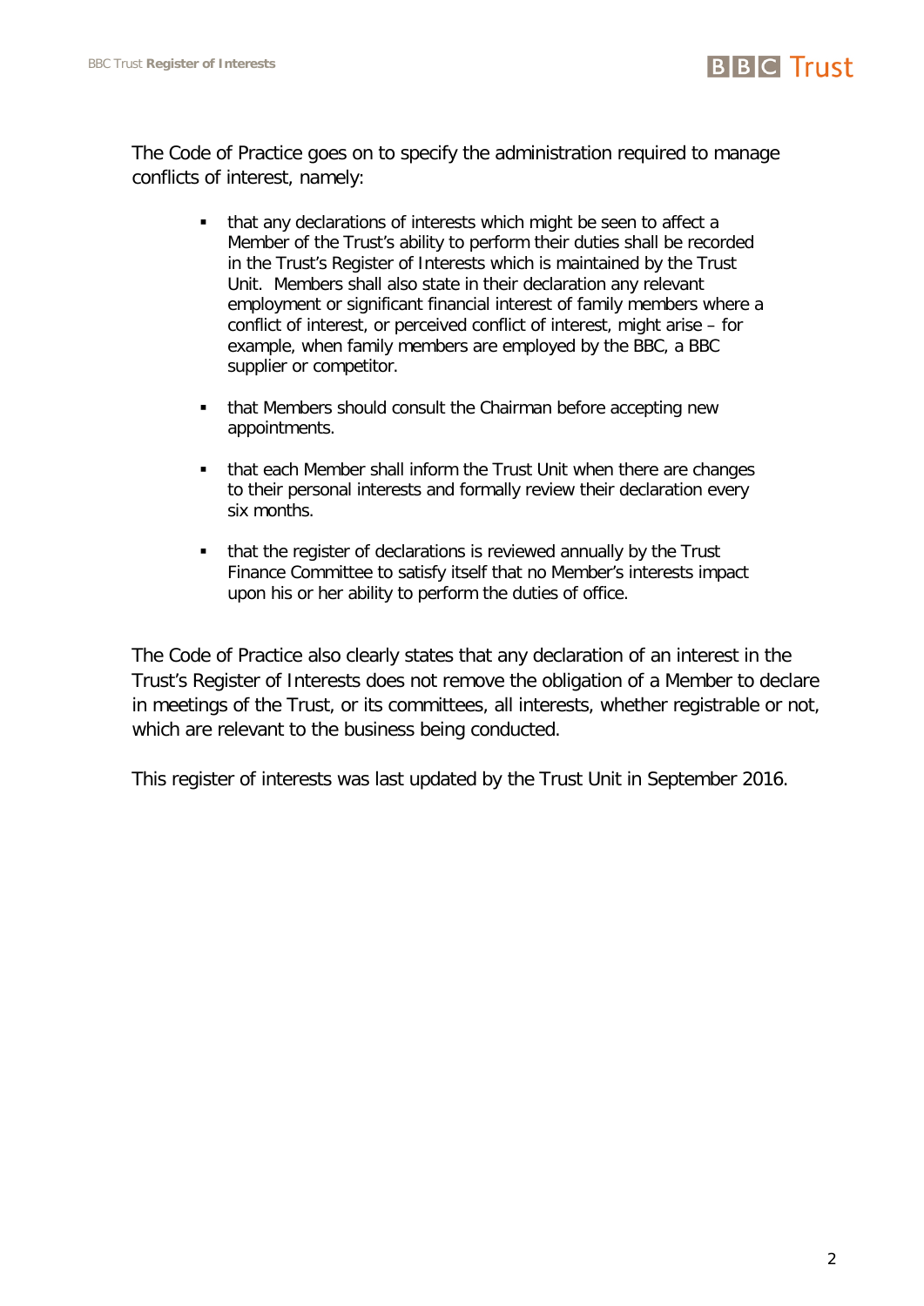The Code of Practice goes on to specify the administration required to manage conflicts of interest, namely:

- that any declarations of interests which might be seen to affect a Member of the Trust's ability to perform their duties shall be recorded in the Trust's Register of Interests which is maintained by the Trust Unit. Members shall also state in their declaration any relevant employment or significant financial interest of family members where a conflict of interest, or perceived conflict of interest, might arise – for example, when family members are employed by the BBC, a BBC supplier or competitor.

- that Members should consult the Chairman before accepting new appointments.

- that each Member shall inform the Trust Unit when there are changes to their personal interests and formally review their declaration every six months.

- that the register of declarations is reviewed annually by the Trust Finance Committee to satisfy itself that no Member's interests impact upon his or her ability to perform the duties of office.

The Code of Practice also clearly states that any declaration of an interest in the Trust's Register of Interests does not remove the obligation of a Member to declare in meetings of the Trust, or its committees, all interests, whether registrable or not, which are relevant to the business being conducted.

This register of interests was last updated by the Trust Unit in September 2016.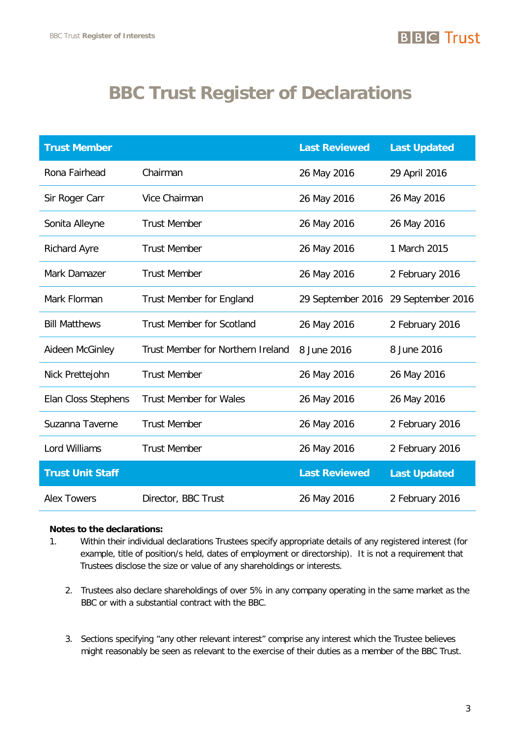# BBC Trust Register of Declarations

| Trust Member | | Last Reviewed | Last Updated |
|---|---|---|---|
| Rona Fairhead | Chairman | 26 May 2016 | 29 April 2016 |
| Sir Roger Carr | Vice Chairman | 26 May 2016 | 26 May 2016 |
| Sonita Alleyne | Trust Member | 26 May 2016 | 26 May 2016 |
| Richard Ayre | Trust Member | 26 May 2016 | 1 March 2015 |
| Mark Damazer | Trust Member | 26 May 2016 | 2 February 2016 |
| Mark Florman | Trust Member for England | 29 September 2016 | 29 September 2016 |
| Bill Matthews | Trust Member for Scotland | 26 May 2016 | 2 February 2016 |
| Aideen McGinley | Trust Member for Northern Ireland | 8 June 2016 | 8 June 2016 |
| Nick Prettejohn | Trust Member | 26 May 2016 | 26 May 2016 |
| Elan Closs Stephens | Trust Member for Wales | 26 May 2016 | 26 May 2016 |
| Suzanna Taverne | Trust Member | 26 May 2016 | 2 February 2016 |
| Lord Williams | Trust Member | 26 May 2016 | 2 February 2016 |
| **Trust Unit Staff** | | **Last Reviewed** | **Last Updated** |
| Alex Towers | Director, BBC Trust | 26 May 2016 | 2 February 2016 |

**Notes to the declarations:**

1. Within their individual declarations Trustees specify appropriate details of any registered interest (for example, title of position/s held, dates of employment or directorship). It is not a requirement that Trustees disclose the size or value of any shareholdings or interests.

2. Trustees also declare shareholdings of over 5% in any company operating in the same market as the BBC or with a substantial contract with the BBC.

3. Sections specifying "any other relevant interest" comprise any interest which the Trustee believes might reasonably be seen as relevant to the exercise of their duties as a member of the BBC Trust.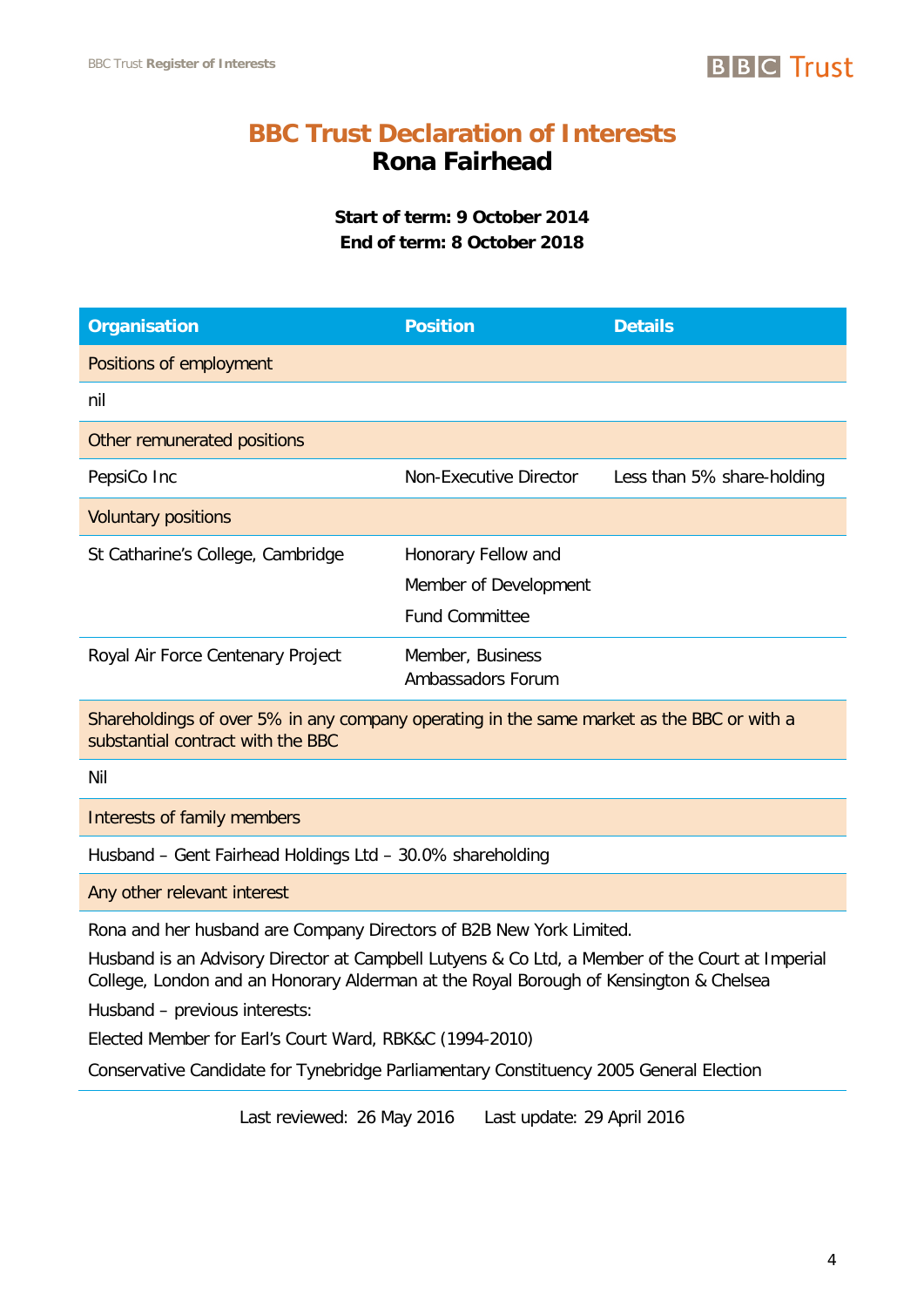# BBC Trust Declaration of Interests

## Rona Fairhead

**Start of term: 9 October 2014**
**End of term: 8 October 2018**

| Organisation | Position | Details |
|---|---|---|
| Positions of employment | | |
| nil | | |
| Other remunerated positions | | |
| PepsiCo Inc | Non-Executive Director | Less than 5% share-holding |
| Voluntary positions | | |
| St Catharine's College, Cambridge | Honorary Fellow and Member of Development Fund Committee | |
| Royal Air Force Centenary Project | Member, Business Ambassadors Forum | |
| Shareholdings of over 5% in any company operating in the same market as the BBC or with a substantial contract with the BBC | | |
| Nil | | |
| Interests of family members | | |
| Husband – Gent Fairhead Holdings Ltd – 30.0% shareholding | | |
| Any other relevant interest | | |
| Rona and her husband are Company Directors of B2B New York Limited.<br>Husband is an Advisory Director at Campbell Lutyens & Co Ltd, a Member of the Court at Imperial College, London and an Honorary Alderman at the Royal Borough of Kensington & Chelsea<br>Husband – previous interests:<br>Elected Member for Earl's Court Ward, RBK&C (1994-2010)<br>Conservative Candidate for Tynebridge Parliamentary Constituency 2005 General Election | | |

Last reviewed: 26 May 2016 Last update: 29 April 2016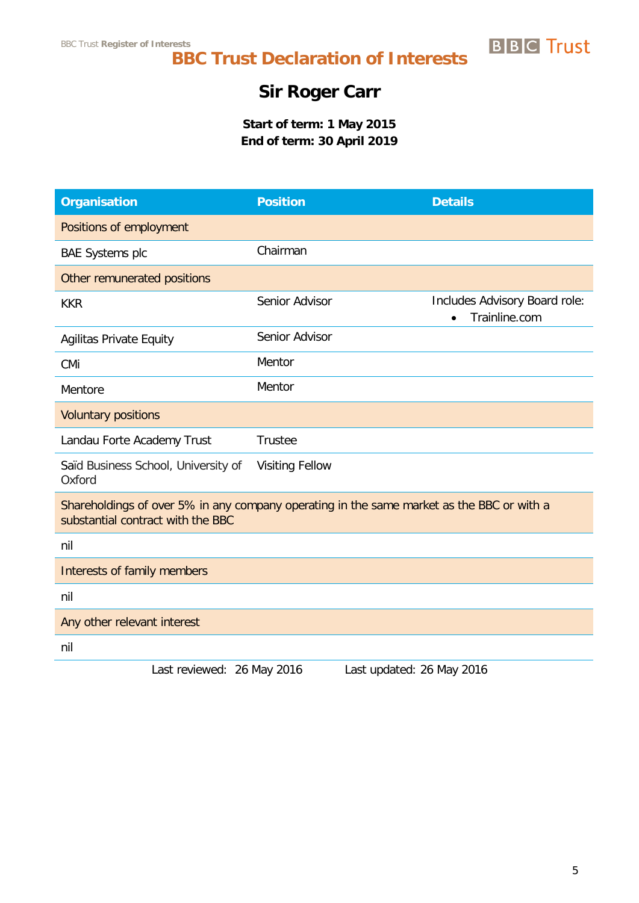# BBC Trust Declaration of Interests

## Sir Roger Carr

**Start of term: 1 May 2015**
**End of term: 30 April 2019**

| Organisation | Position | Details |
|---|---|---|
| Positions of employment | | |
| BAE Systems plc | Chairman | |
| Other remunerated positions | | |
| KKR | Senior Advisor | Includes Advisory Board role: • Trainline.com |
| Agilitas Private Equity | Senior Advisor | |
| CMi | Mentor | |
| Mentore | Mentor | |
| Voluntary positions | | |
| Landau Forte Academy Trust | Trustee | |
| Saïd Business School, University of Oxford | Visiting Fellow | |
| Shareholdings of over 5% in any company operating in the same market as the BBC or with a substantial contract with the BBC | | |
| nil | | |
| Interests of family members | | |
| nil | | |
| Any other relevant interest | | |
| nil | | |

Last reviewed: 26 May 2016 Last updated: 26 May 2016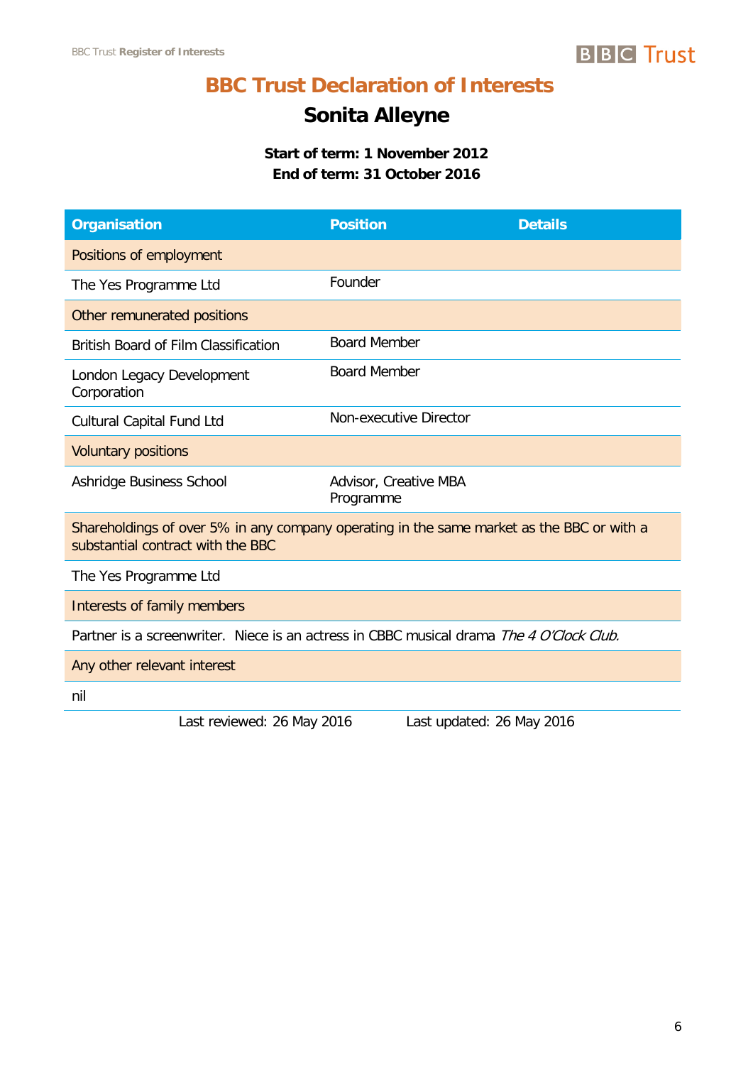# BBC Trust Declaration of Interests

## Sonita Alleyne

**Start of term: 1 November 2012**
**End of term: 31 October 2016**

| Organisation | Position | Details |
|---|---|---|
| Positions of employment | | |
| The Yes Programme Ltd | Founder | |
| Other remunerated positions | | |
| British Board of Film Classification | Board Member | |
| London Legacy Development Corporation | Board Member | |
| Cultural Capital Fund Ltd | Non-executive Director | |
| Voluntary positions | | |
| Ashridge Business School | Advisor, Creative MBA Programme | |
| Shareholdings of over 5% in any company operating in the same market as the BBC or with a substantial contract with the BBC | | |
| The Yes Programme Ltd | | |
| Interests of family members | | |
| Partner is a screenwriter. Niece is an actress in CBBC musical drama *The 4 O'Clock Club.* | | |
| Any other relevant interest | | |
| nil | | |

Last reviewed: 26 May 2016 Last updated: 26 May 2016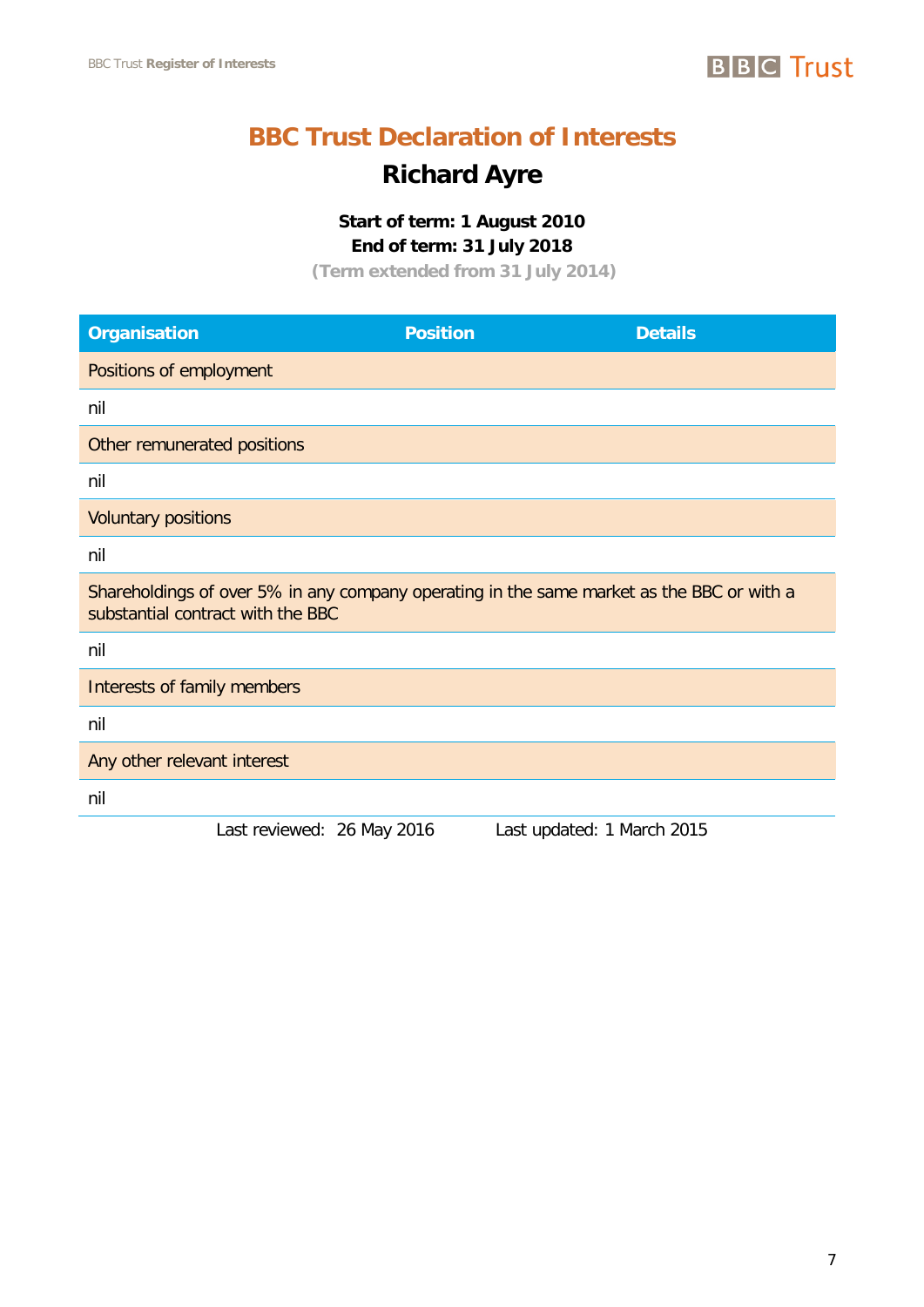# BBC Trust Declaration of Interests

## Richard Ayre

**Start of term: 1 August 2010**
**End of term: 31 July 2018**
**(Term extended from 31 July 2014)**

| Organisation | Position | Details |
|---|---|---|
| Positions of employment | | |
| nil | | |
| Other remunerated positions | | |
| nil | | |
| Voluntary positions | | |
| nil | | |
| Shareholdings of over 5% in any company operating in the same market as the BBC or with a substantial contract with the BBC | | |
| nil | | |
| Interests of family members | | |
| nil | | |
| Any other relevant interest | | |
| nil | | |

Last reviewed: 26 May 2016 Last updated: 1 March 2015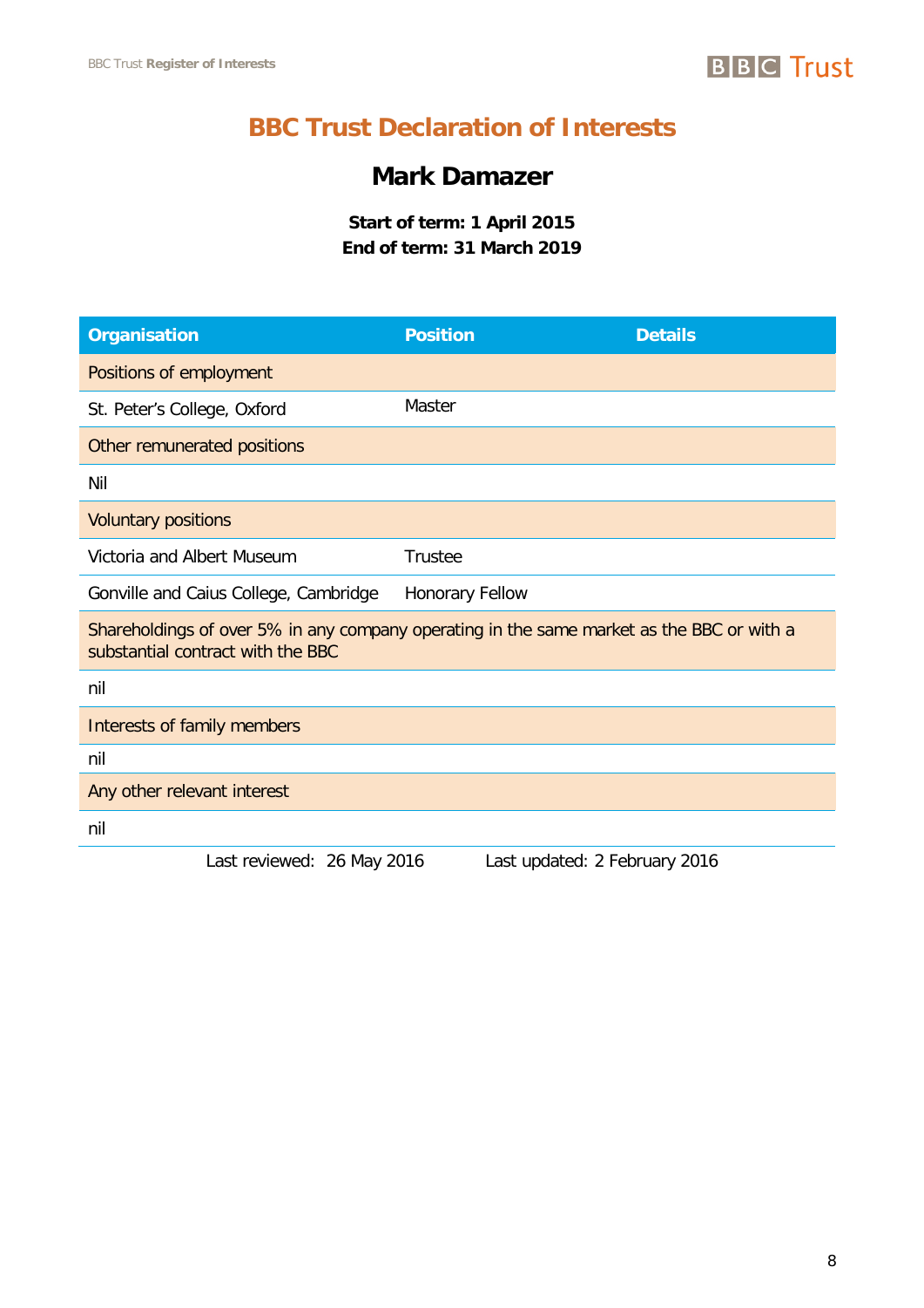# BBC Trust Declaration of Interests

## Mark Damazer

**Start of term: 1 April 2015**
**End of term: 31 March 2019**

| Organisation | Position | Details |
|---|---|---|
| Positions of employment | | |
| St. Peter's College, Oxford | Master | |
| Other remunerated positions | | |
| Nil | | |
| Voluntary positions | | |
| Victoria and Albert Museum | Trustee | |
| Gonville and Caius College, Cambridge | Honorary Fellow | |
| Shareholdings of over 5% in any company operating in the same market as the BBC or with a substantial contract with the BBC | | |
| nil | | |
| Interests of family members | | |
| nil | | |
| Any other relevant interest | | |
| nil | | |

Last reviewed: 26 May 2016 Last updated: 2 February 2016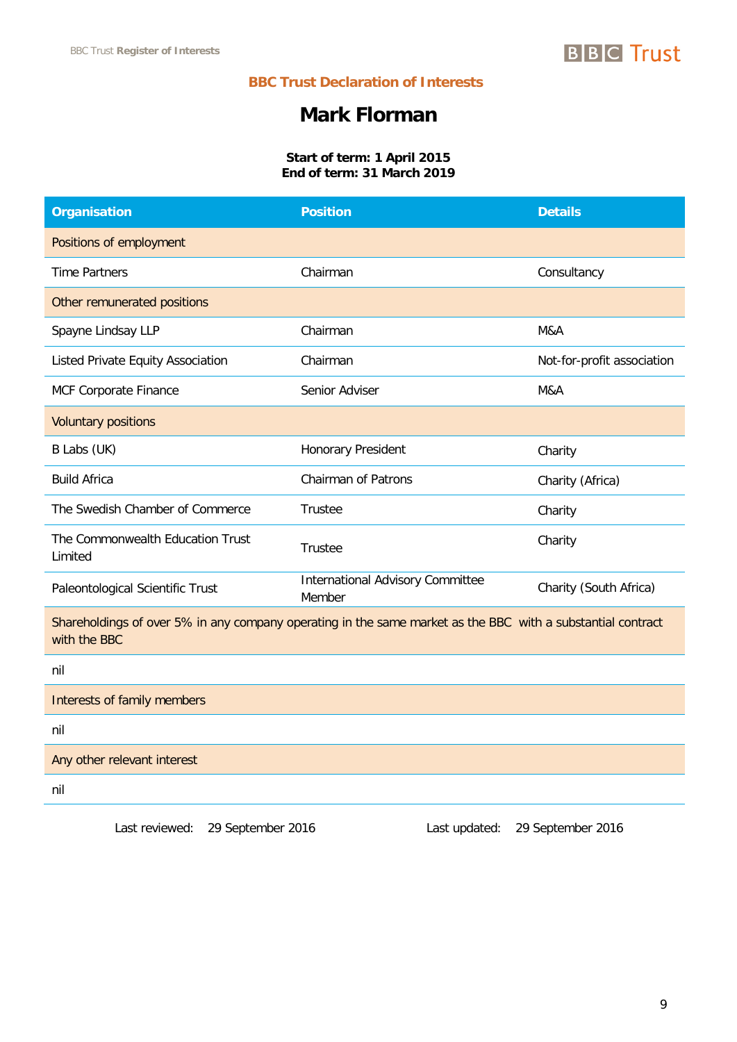## BBC Trust Declaration of Interests

# Mark Florman

**Start of term: 1 April 2015**
**End of term: 31 March 2019**

| Organisation | Position | Details |
|---|---|---|
| Positions of employment | | |
| Time Partners | Chairman | Consultancy |
| Other remunerated positions | | |
| Spayne Lindsay LLP | Chairman | M&A |
| Listed Private Equity Association | Chairman | Not-for-profit association |
| MCF Corporate Finance | Senior Adviser | M&A |
| Voluntary positions | | |
| B Labs (UK) | Honorary President | Charity |
| Build Africa | Chairman of Patrons | Charity (Africa) |
| The Swedish Chamber of Commerce | Trustee | Charity |
| The Commonwealth Education Trust Limited | Trustee | Charity |
| Paleontological Scientific Trust | International Advisory Committee Member | Charity (South Africa) |
| Shareholdings of over 5% in any company operating in the same market as the BBC with a substantial contract with the BBC | | |
| nil | | |
| Interests of family members | | |
| nil | | |
| Any other relevant interest | | |
| nil | | |

Last reviewed: 29 September 2016 Last updated: 29 September 2016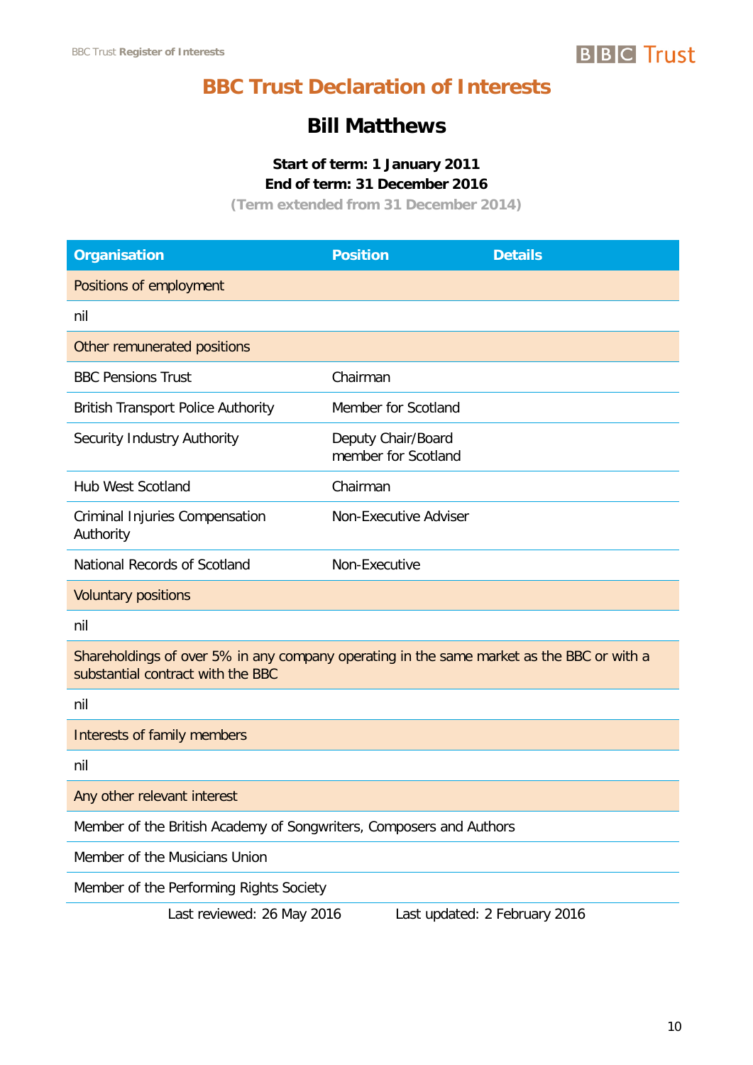# BBC Trust Declaration of Interests

## Bill Matthews

**Start of term: 1 January 2011**
**End of term: 31 December 2016**
**(Term extended from 31 December 2014)**

| Organisation | Position | Details |
|---|---|---|
| Positions of employment | | |
| nil | | |
| Other remunerated positions | | |
| BBC Pensions Trust | Chairman | |
| British Transport Police Authority | Member for Scotland | |
| Security Industry Authority | Deputy Chair/Board member for Scotland | |
| Hub West Scotland | Chairman | |
| Criminal Injuries Compensation Authority | Non-Executive Adviser | |
| National Records of Scotland | Non-Executive | |
| Voluntary positions | | |
| nil | | |
| Shareholdings of over 5% in any company operating in the same market as the BBC or with a substantial contract with the BBC | | |
| nil | | |
| Interests of family members | | |
| nil | | |
| Any other relevant interest | | |
| Member of the British Academy of Songwriters, Composers and Authors | | |
| Member of the Musicians Union | | |
| Member of the Performing Rights Society | | |

Last reviewed: 26 May 2016 Last updated: 2 February 2016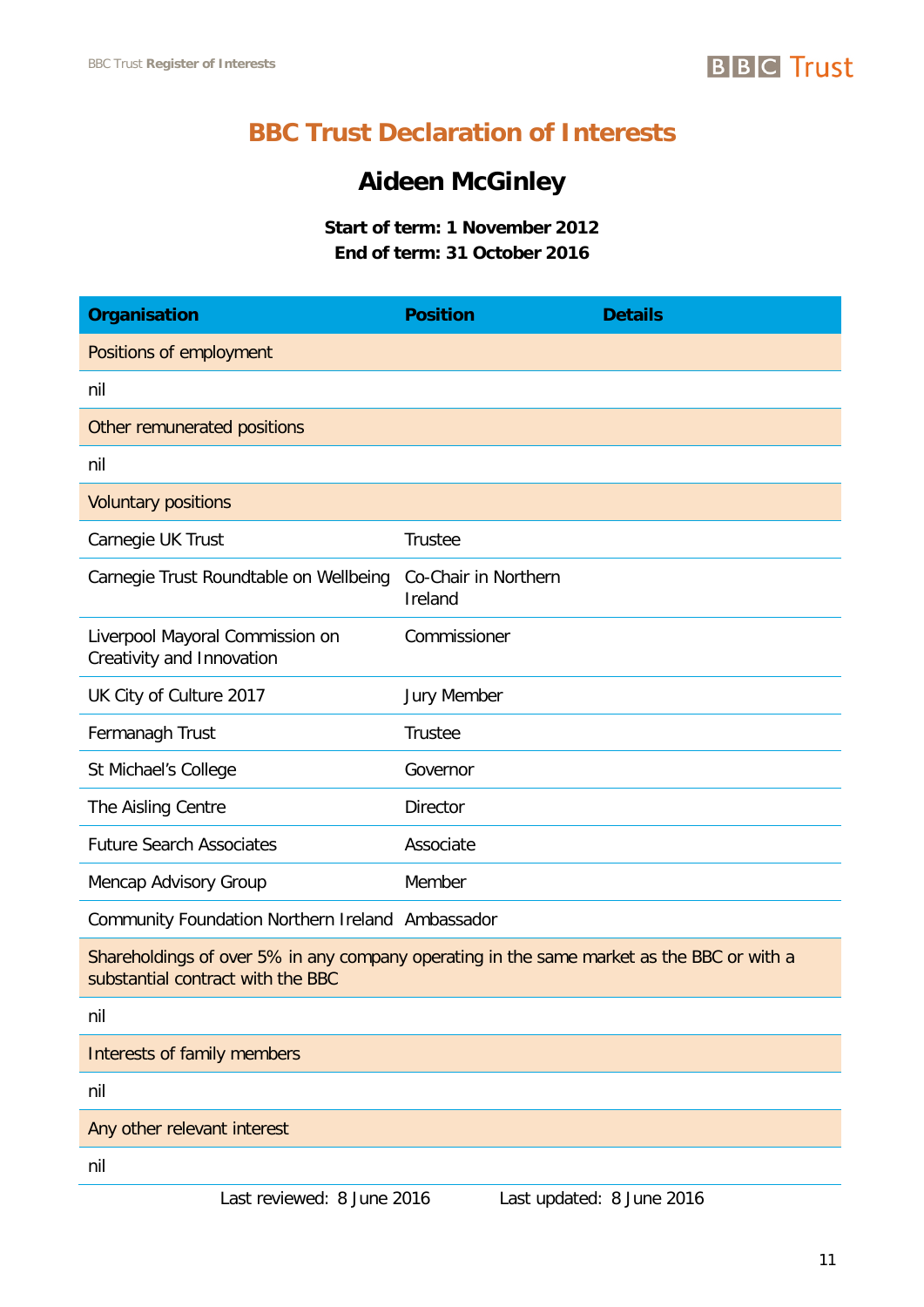# BBC Trust Declaration of Interests

## Aideen McGinley

**Start of term: 1 November 2012**
**End of term: 31 October 2016**

| Organisation | Position | Details |
|---|---|---|
| Positions of employment | | |
| nil | | |
| Other remunerated positions | | |
| nil | | |
| Voluntary positions | | |
| Carnegie UK Trust | Trustee | |
| Carnegie Trust Roundtable on Wellbeing | Co-Chair in Northern Ireland | |
| Liverpool Mayoral Commission on Creativity and Innovation | Commissioner | |
| UK City of Culture 2017 | Jury Member | |
| Fermanagh Trust | Trustee | |
| St Michael's College | Governor | |
| The Aisling Centre | Director | |
| Future Search Associates | Associate | |
| Mencap Advisory Group | Member | |
| Community Foundation Northern Ireland | Ambassador | |
| Shareholdings of over 5% in any company operating in the same market as the BBC or with a substantial contract with the BBC | | |
| nil | | |
| Interests of family members | | |
| nil | | |
| Any other relevant interest | | |
| nil | | |

Last reviewed: 8 June 2016 Last updated: 8 June 2016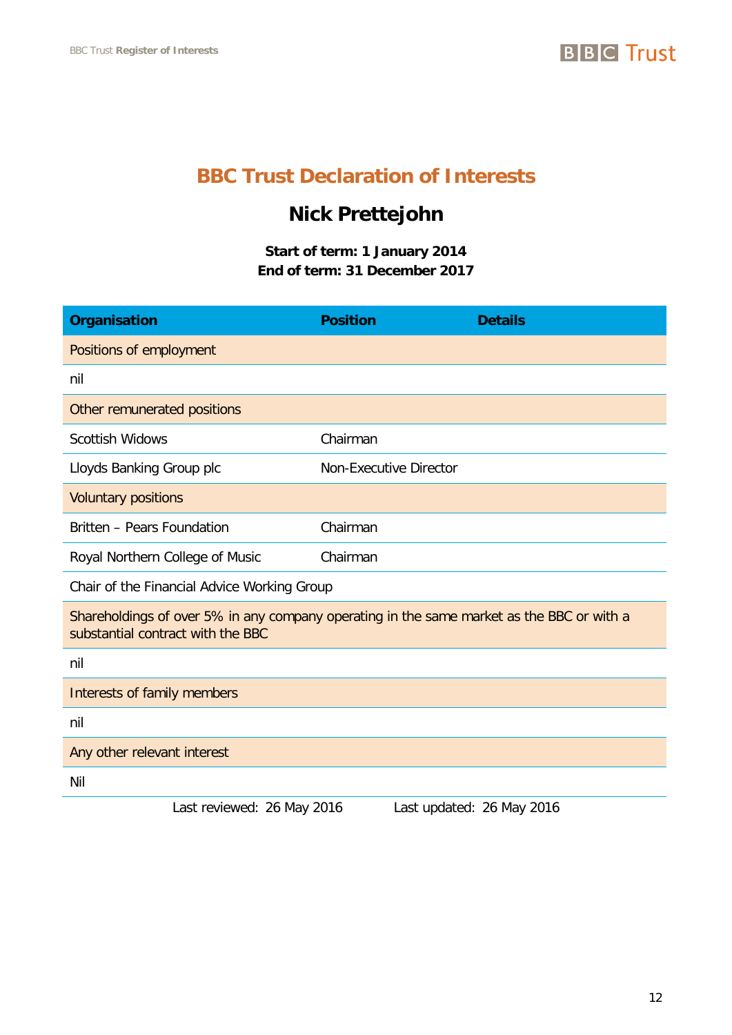## BBC Trust Declaration of Interests

### Nick Prettejohn

**Start of term: 1 January 2014**
**End of term: 31 December 2017**

| Organisation | Position | Details |
|---|---|---|
| Positions of employment | | |
| nil | | |
| Other remunerated positions | | |
| Scottish Widows | Chairman | |
| Lloyds Banking Group plc | Non-Executive Director | |
| Voluntary positions | | |
| Britten – Pears Foundation | Chairman | |
| Royal Northern College of Music | Chairman | |
| Chair of the Financial Advice Working Group | | |
| Shareholdings of over 5% in any company operating in the same market as the BBC or with a substantial contract with the BBC | | |
| nil | | |
| Interests of family members | | |
| nil | | |
| Any other relevant interest | | |
| Nil | | |

Last reviewed: 26 May 2016 Last updated: 26 May 2016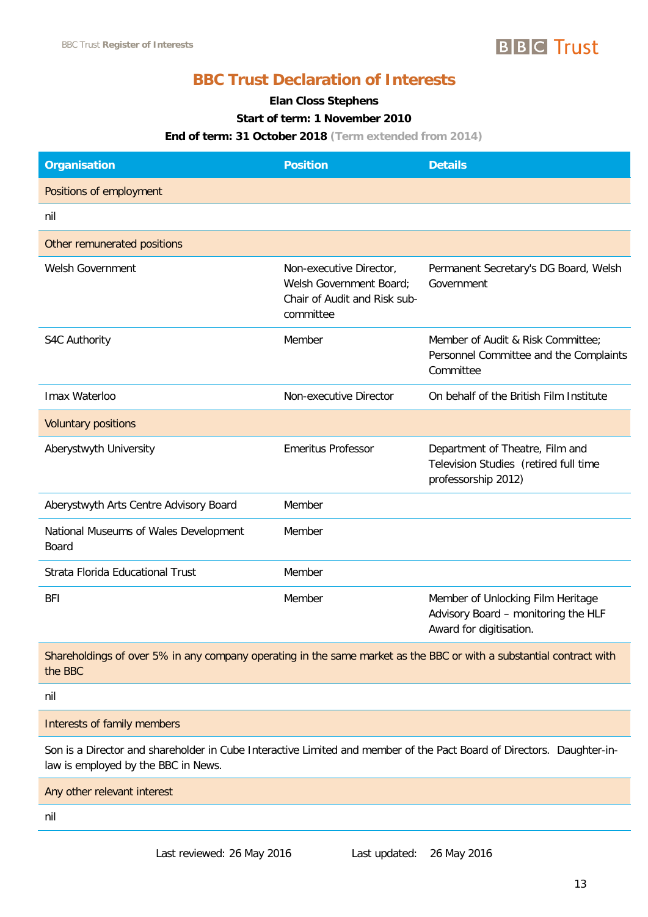# BBC Trust Declaration of Interests

**Elan Closs Stephens**

**Start of term: 1 November 2010**

**End of term: 31 October 2018** (Term extended from 2014)

| Organisation | Position | Details |
|---|---|---|
| Positions of employment | | |
| nil | | |
| Other remunerated positions | | |
| Welsh Government | Non-executive Director, Welsh Government Board; Chair of Audit and Risk sub-committee | Permanent Secretary's DG Board, Welsh Government |
| S4C Authority | Member | Member of Audit & Risk Committee; Personnel Committee and the Complaints Committee |
| Imax Waterloo | Non-executive Director | On behalf of the British Film Institute |
| Voluntary positions | | |
| Aberystwyth University | Emeritus Professor | Department of Theatre, Film and Television Studies (retired full time professorship 2012) |
| Aberystwyth Arts Centre Advisory Board | Member | |
| National Museums of Wales Development Board | Member | |
| Strata Florida Educational Trust | Member | |
| BFI | Member | Member of Unlocking Film Heritage Advisory Board – monitoring the HLF Award for digitisation. |
| Shareholdings of over 5% in any company operating in the same market as the BBC or with a substantial contract with the BBC | | |
| nil | | |
| Interests of family members | | |
| Son is a Director and shareholder in Cube Interactive Limited and member of the Pact Board of Directors. Daughter-in-law is employed by the BBC in News. | | |
| Any other relevant interest | | |
| nil | | |

Last reviewed: 26 May 2016 Last updated: 26 May 2016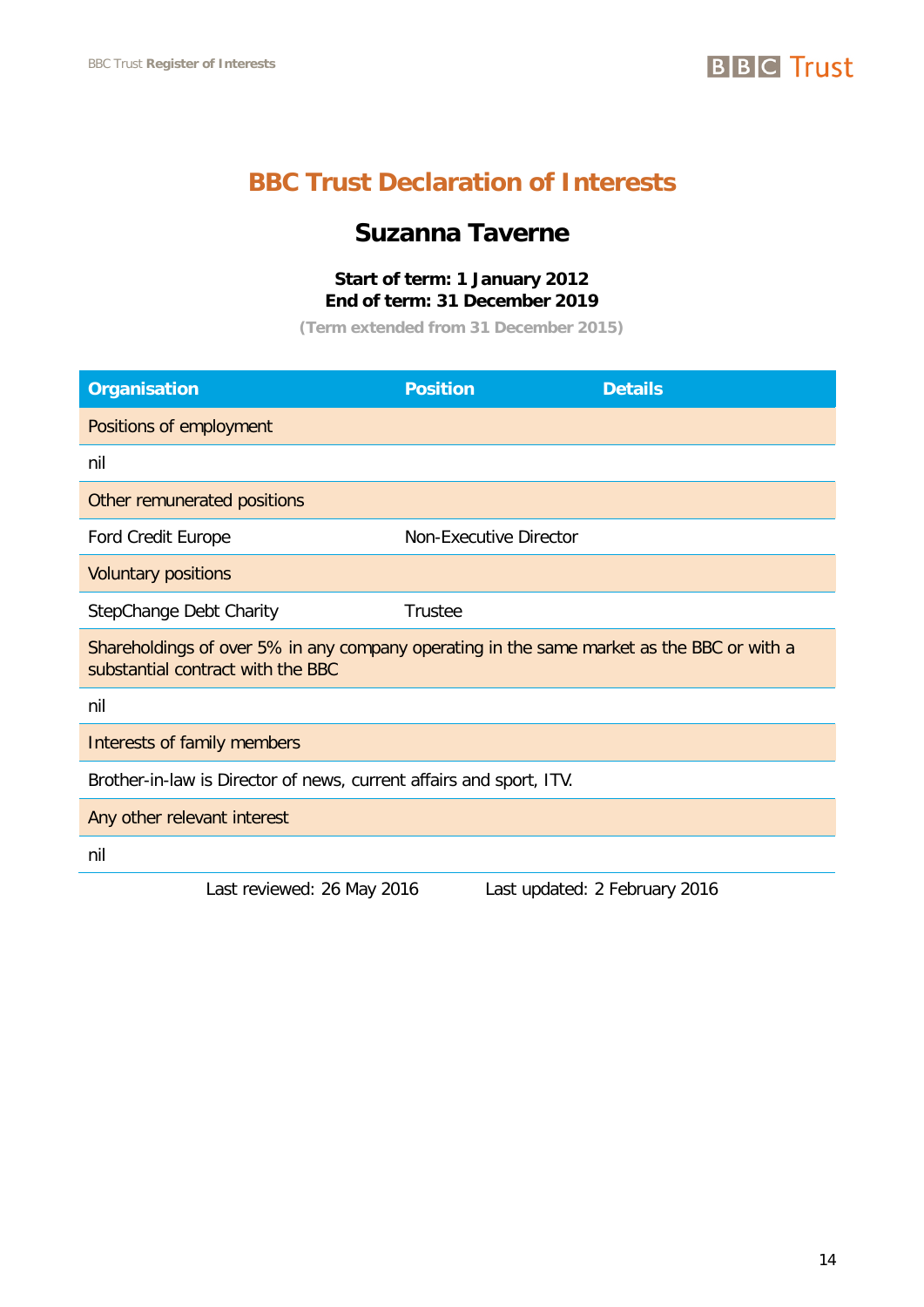# BBC Trust Declaration of Interests

## Suzanna Taverne

**Start of term: 1 January 2012**
**End of term: 31 December 2019**

**(Term extended from 31 December 2015)**

| Organisation | Position | Details |
|---|---|---|
| Positions of employment | | |
| nil | | |
| Other remunerated positions | | |
| Ford Credit Europe | Non-Executive Director | |
| Voluntary positions | | |
| StepChange Debt Charity | Trustee | |
| Shareholdings of over 5% in any company operating in the same market as the BBC or with a substantial contract with the BBC | | |
| nil | | |
| Interests of family members | | |
| Brother-in-law is Director of news, current affairs and sport, ITV. | | |
| Any other relevant interest | | |
| nil | | |

Last reviewed: 26 May 2016 Last updated: 2 February 2016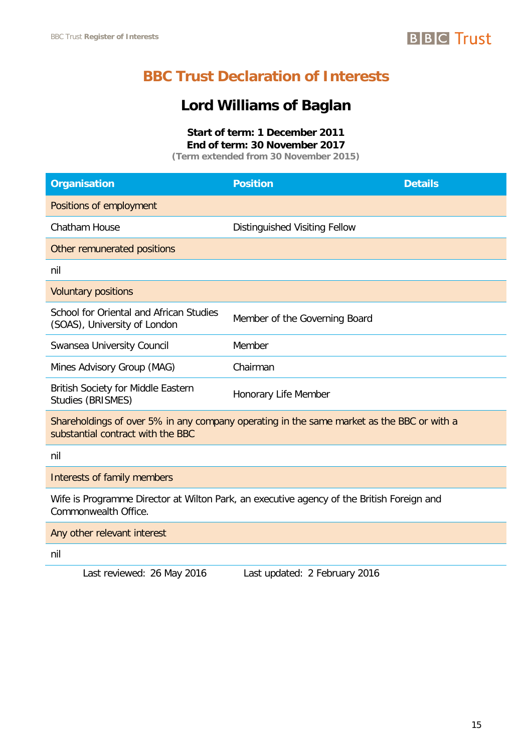# BBC Trust Declaration of Interests

## Lord Williams of Baglan

**Start of term: 1 December 2011**
**End of term: 30 November 2017**
**(Term extended from 30 November 2015)**

| Organisation | Position | Details |
|---|---|---|
| Positions of employment | | |
| Chatham House | Distinguished Visiting Fellow | |
| Other remunerated positions | | |
| nil | | |
| Voluntary positions | | |
| School for Oriental and African Studies (SOAS), University of London | Member of the Governing Board | |
| Swansea University Council | Member | |
| Mines Advisory Group (MAG) | Chairman | |
| British Society for Middle Eastern Studies (BRISMES) | Honorary Life Member | |
| Shareholdings of over 5% in any company operating in the same market as the BBC or with a substantial contract with the BBC | | |
| nil | | |
| Interests of family members | | |
| Wife is Programme Director at Wilton Park, an executive agency of the British Foreign and Commonwealth Office. | | |
| Any other relevant interest | | |
| nil | | |

Last reviewed: 26 May 2016 Last updated: 2 February 2016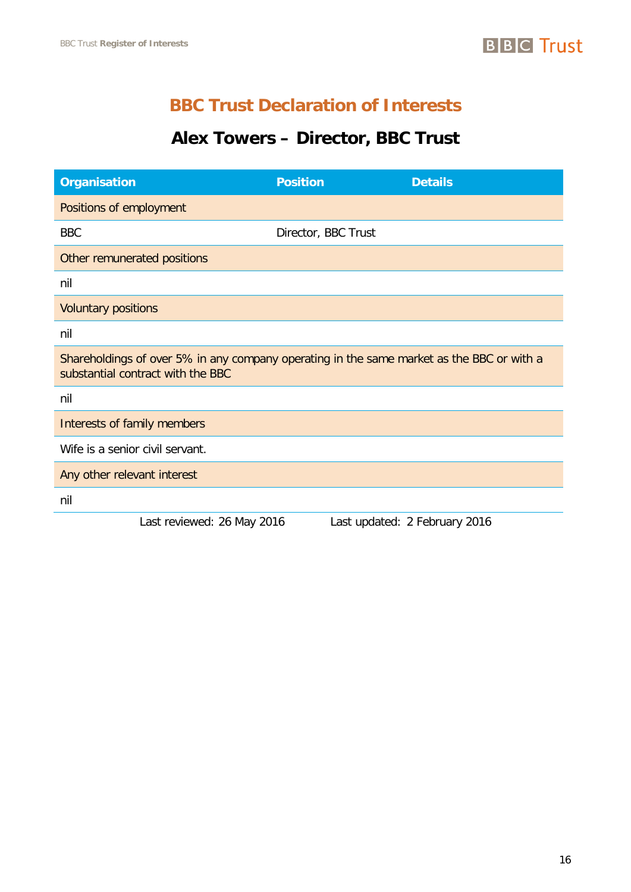# BBC Trust Declaration of Interests

## Alex Towers – Director, BBC Trust

| Organisation | Position | Details |
|---|---|---|
| Positions of employment | | |
| BBC | Director, BBC Trust | |
| Other remunerated positions | | |
| nil | | |
| Voluntary positions | | |
| nil | | |
| Shareholdings of over 5% in any company operating in the same market as the BBC or with a substantial contract with the BBC | | |
| nil | | |
| Interests of family members | | |
| Wife is a senior civil servant. | | |
| Any other relevant interest | | |
| nil | | |

Last reviewed: 26 May 2016 Last updated: 2 February 2016